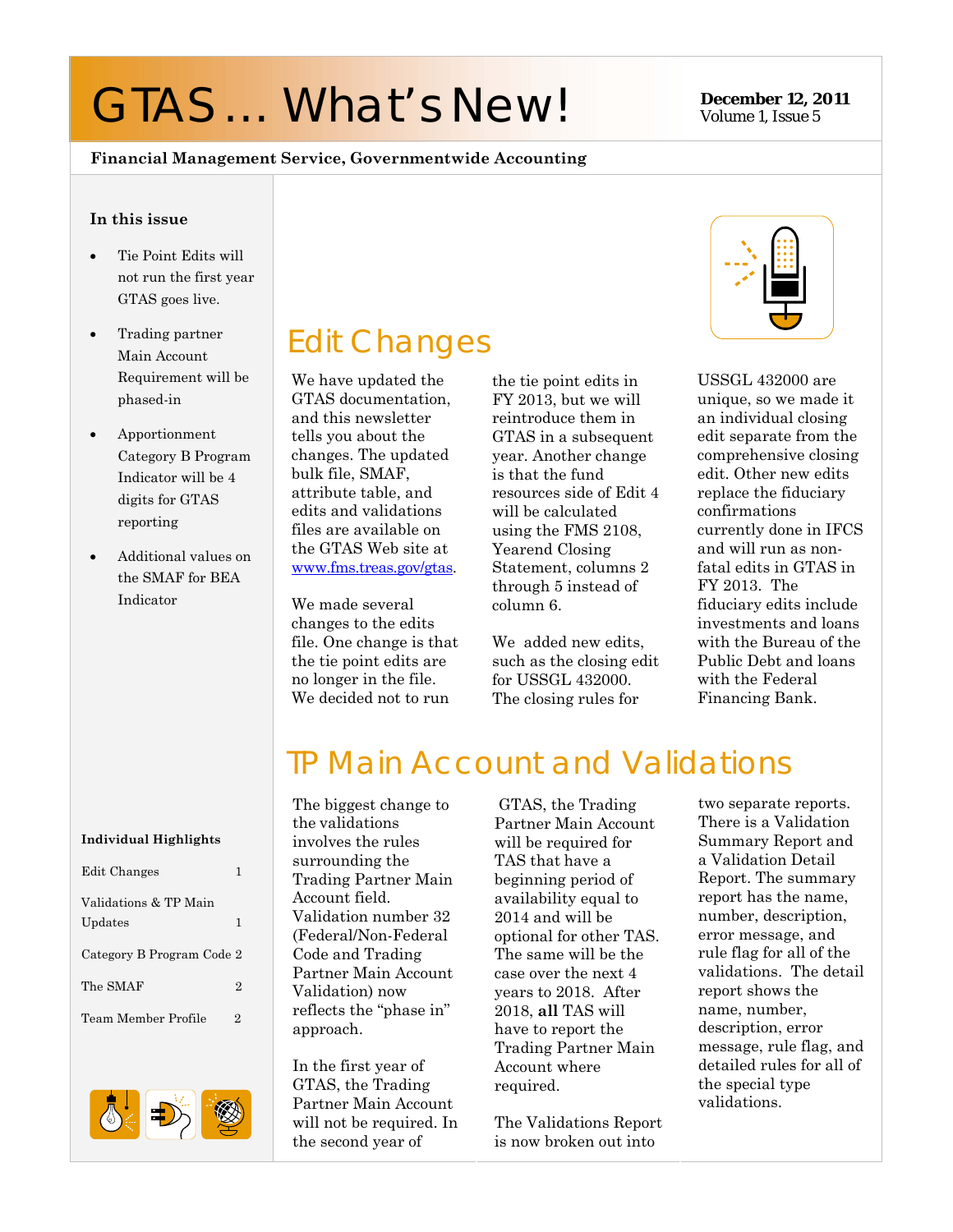# GTAS … What's New!

**December 12, 2011**
Volume 1, Issue 5

**Financial Management Service, Governmentwide Accounting**

### In this issue

- Tie Point Edits will not run the first year GTAS goes live.
- Trading partner Main Account Requirement will be phased-in
- Apportionment Category B Program Indicator will be 4 digits for GTAS reporting
- Additional values on the SMAF for BEA Indicator

## Edit Changes

We have updated the GTAS documentation, and this newsletter tells you about the changes. The updated bulk file, SMAF, attribute table, and edits and validations files are available on the GTAS Web site at www.fms.treas.gov/gtas.

We made several changes to the edits file. One change is that the tie point edits are no longer in the file. We decided not to run the tie point edits in FY 2013, but we will reintroduce them in GTAS in a subsequent year. Another change is that the fund resources side of Edit 4 will be calculated using the FMS 2108, Yearend Closing Statement, columns 2 through 5 instead of column 6.

We added new edits, such as the closing edit for USSGL 432000. The closing rules for USSGL 432000 are unique, so we made it an individual closing edit separate from the comprehensive closing edit. Other new edits replace the fiduciary confirmations currently done in IFCS and will run as non-fatal edits in GTAS in FY 2013. The fiduciary edits include investments and loans with the Bureau of the Public Debt and loans with the Federal Financing Bank.

## TP Main Account and Validations

The biggest change to the validations involves the rules surrounding the Trading Partner Main Account field. Validation number 32 (Federal/Non-Federal Code and Trading Partner Main Account Validation) now reflects the "phase in" approach.

In the first year of GTAS, the Trading Partner Main Account will not be required. In the second year of GTAS, the Trading Partner Main Account will be required for TAS that have a beginning period of availability equal to 2014 and will be optional for other TAS. The same will be the case over the next 4 years to 2018. After 2018, **all** TAS will have to report the Trading Partner Main Account where required.

The Validations Report is now broken out into two separate reports. There is a Validation Summary Report and a Validation Detail Report. The summary report has the name, number, description, error message, and rule flag for all of the validations. The detail report shows the name, number, description, error message, rule flag, and detailed rules for all of the special type validations.

### Individual Highlights

| | |
|---|---|
| Edit Changes | 1 |
| Validations & TP Main Updates | 1 |
| Category B Program Code | 2 |
| The SMAF | 2 |
| Team Member Profile | 2 |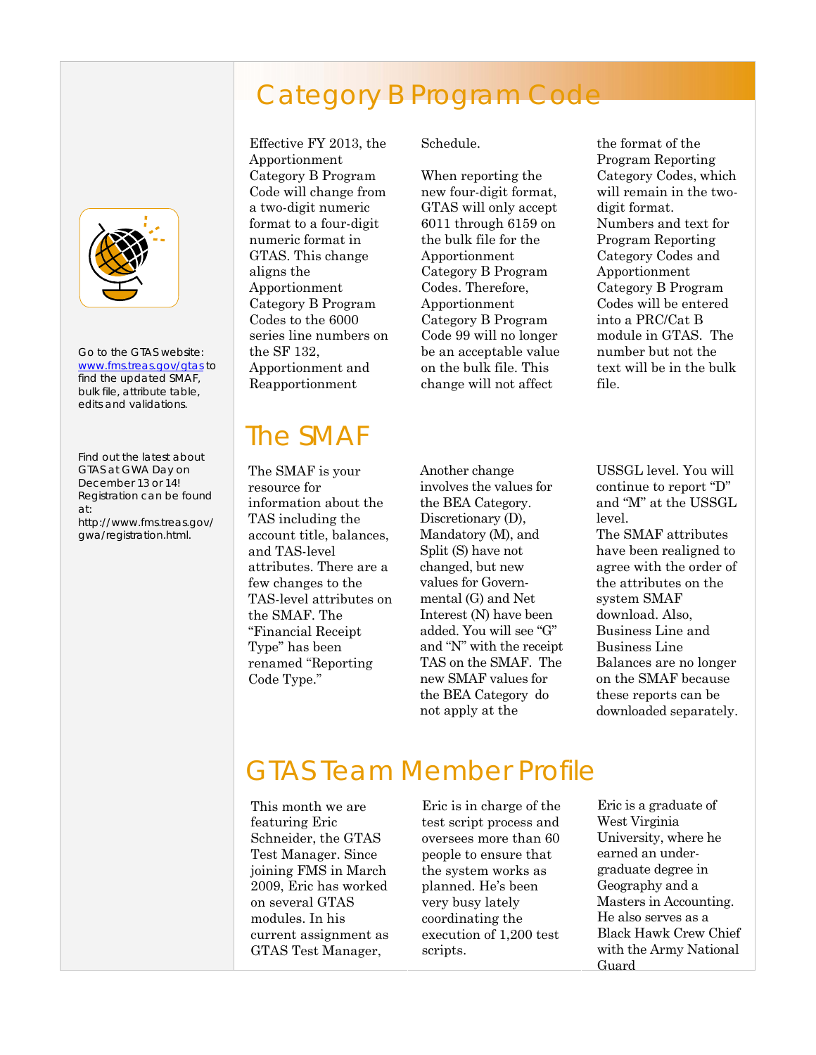# Category B Program Code

Effective FY 2013, the Apportionment Category B Program Code will change from a two-digit numeric format to a four-digit numeric format in GTAS. This change aligns the Apportionment Category B Program Codes to the 6000 series line numbers on the SF 132, Apportionment and Reapportionment Schedule.

When reporting the new four-digit format, GTAS will only accept 6011 through 6159 on the bulk file for the Apportionment Category B Program Codes. Therefore, Apportionment Category B Program Code 99 will no longer be an acceptable value on the bulk file. This change will not affect the format of the Program Reporting Category Codes, which will remain in the two-digit format. Numbers and text for Program Reporting Category Codes and Apportionment Category B Program Codes will be entered into a PRC/Cat B module in GTAS. The number but not the text will be in the bulk file.

# The SMAF

The SMAF is your resource for information about the TAS including the account title, balances, and TAS-level attributes. There are a few changes to the TAS-level attributes on the SMAF. The "Financial Receipt Type" has been renamed "Reporting Code Type."

Another change involves the values for the BEA Category. Discretionary (D), Mandatory (M), and Split (S) have not changed, but new values for Governmental (G) and Net Interest (N) have been added. You will see "G" and "N" with the receipt TAS on the SMAF. The new SMAF values for the BEA Category do not apply at the USSGL level. You will continue to report "D" and "M" at the USSGL level.

The SMAF attributes have been realigned to agree with the order of the attributes on the system SMAF download. Also, Business Line and Business Line Balances are no longer on the SMAF because these reports can be downloaded separately.

# GTAS Team Member Profile

This month we are featuring Eric Schneider, the GTAS Test Manager. Since joining FMS in March 2009, Eric has worked on several GTAS modules. In his current assignment as GTAS Test Manager, Eric is in charge of the test script process and oversees more than 60 people to ensure that the system works as planned. He's been very busy lately coordinating the execution of 1,200 test scripts.

Eric is a graduate of West Virginia University, where he earned an undergraduate degree in Geography and a Masters in Accounting. He also serves as a Black Hawk Crew Chief with the Army National Guard

Go to the GTAS website: www.fms.treas.gov/gtas to find the updated SMAF, bulk file, attribute table, edits and validations.

Find out the latest about GTAS at GWA Day on December 13 or 14! Registration can be found at: http://www.fms.treas.gov/gwa/registration.html.